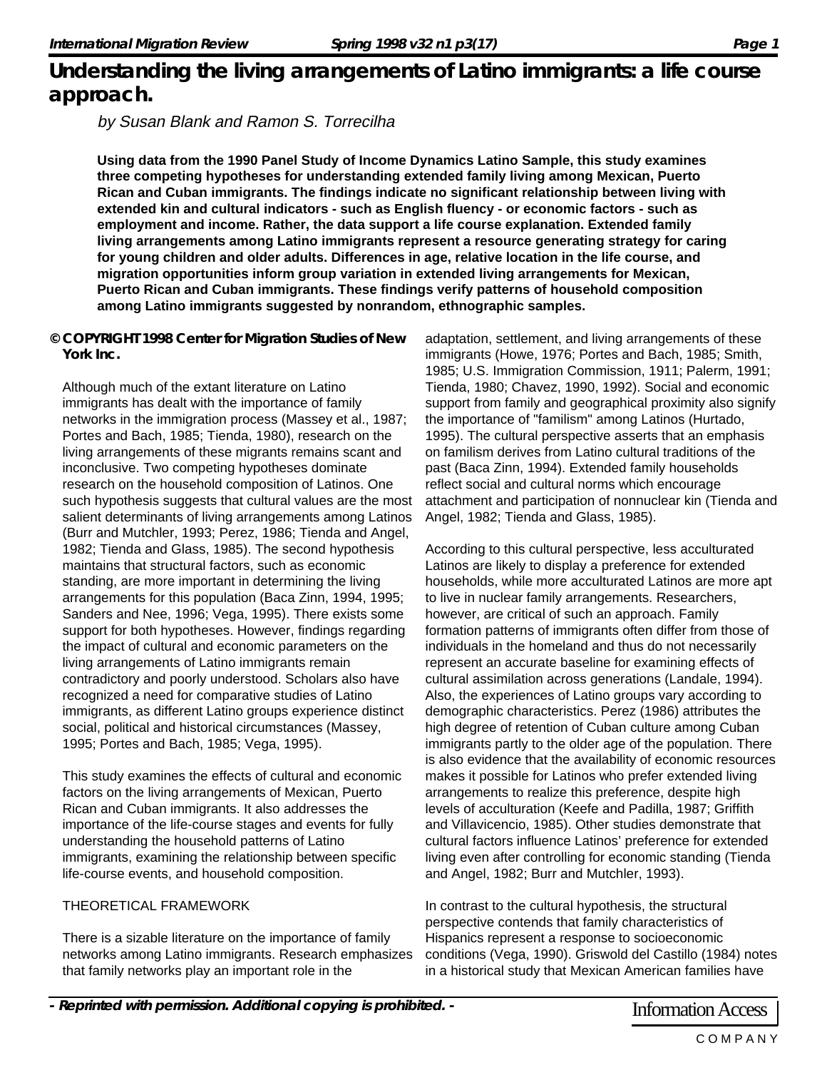# Understanding the living arrangements of Latino immigrants: a life course approach.

*by Susan Blank and Ramon S. Torrecilha*

**Using data from the 1990 Panel Study of Income Dynamics Latino Sample, this study examines three competing hypotheses for understanding extended family living among Mexican, Puerto Rican and Cuban immigrants. The findings indicate no significant relationship between living with extended kin and cultural indicators - such as English fluency - or economic factors - such as employment and income. Rather, the data support a life course explanation. Extended family living arrangements among Latino immigrants represent a resource generating strategy for caring for young children and older adults. Differences in age, relative location in the life course, and migration opportunities inform group variation in extended living arrangements for Mexican, Puerto Rican and Cuban immigrants. These findings verify patterns of household composition among Latino immigrants suggested by nonrandom, ethnographic samples.**

**© COPYRIGHT 1998 Center for Migration Studies of New York Inc.**

Although much of the extant literature on Latino immigrants has dealt with the importance of family networks in the immigration process (Massey et al., 1987; Portes and Bach, 1985; Tienda, 1980), research on the living arrangements of these migrants remains scant and inconclusive. Two competing hypotheses dominate research on the household composition of Latinos. One such hypothesis suggests that cultural values are the most salient determinants of living arrangements among Latinos (Burr and Mutchler, 1993; Perez, 1986; Tienda and Angel, 1982; Tienda and Glass, 1985). The second hypothesis maintains that structural factors, such as economic standing, are more important in determining the living arrangements for this population (Baca Zinn, 1994, 1995; Sanders and Nee, 1996; Vega, 1995). There exists some support for both hypotheses. However, findings regarding the impact of cultural and economic parameters on the living arrangements of Latino immigrants remain contradictory and poorly understood. Scholars also have recognized a need for comparative studies of Latino immigrants, as different Latino groups experience distinct social, political and historical circumstances (Massey, 1995; Portes and Bach, 1985; Vega, 1995).

This study examines the effects of cultural and economic factors on the living arrangements of Mexican, Puerto Rican and Cuban immigrants. It also addresses the importance of the life-course stages and events for fully understanding the household patterns of Latino immigrants, examining the relationship between specific life-course events, and household composition.

## THEORETICAL FRAMEWORK

There is a sizable literature on the importance of family networks among Latino immigrants. Research emphasizes that family networks play an important role in the adaptation, settlement, and living arrangements of these immigrants (Howe, 1976; Portes and Bach, 1985; Smith, 1985; U.S. Immigration Commission, 1911; Palerm, 1991; Tienda, 1980; Chavez, 1990, 1992). Social and economic support from family and geographical proximity also signify the importance of "familism" among Latinos (Hurtado, 1995). The cultural perspective asserts that an emphasis on familism derives from Latino cultural traditions of the past (Baca Zinn, 1994). Extended family households reflect social and cultural norms which encourage attachment and participation of nonnuclear kin (Tienda and Angel, 1982; Tienda and Glass, 1985).

According to this cultural perspective, less acculturated Latinos are likely to display a preference for extended households, while more acculturated Latinos are more apt to live in nuclear family arrangements. Researchers, however, are critical of such an approach. Family formation patterns of immigrants often differ from those of individuals in the homeland and thus do not necessarily represent an accurate baseline for examining effects of cultural assimilation across generations (Landale, 1994). Also, the experiences of Latino groups vary according to demographic characteristics. Perez (1986) attributes the high degree of retention of Cuban culture among Cuban immigrants partly to the older age of the population. There is also evidence that the availability of economic resources makes it possible for Latinos who prefer extended living arrangements to realize this preference, despite high levels of acculturation (Keefe and Padilla, 1987; Griffith and Villavicencio, 1985). Other studies demonstrate that cultural factors influence Latinos' preference for extended living even after controlling for economic standing (Tienda and Angel, 1982; Burr and Mutchler, 1993).

In contrast to the cultural hypothesis, the structural perspective contends that family characteristics of Hispanics represent a response to socioeconomic conditions (Vega, 1990). Griswold del Castillo (1984) notes in a historical study that Mexican American families have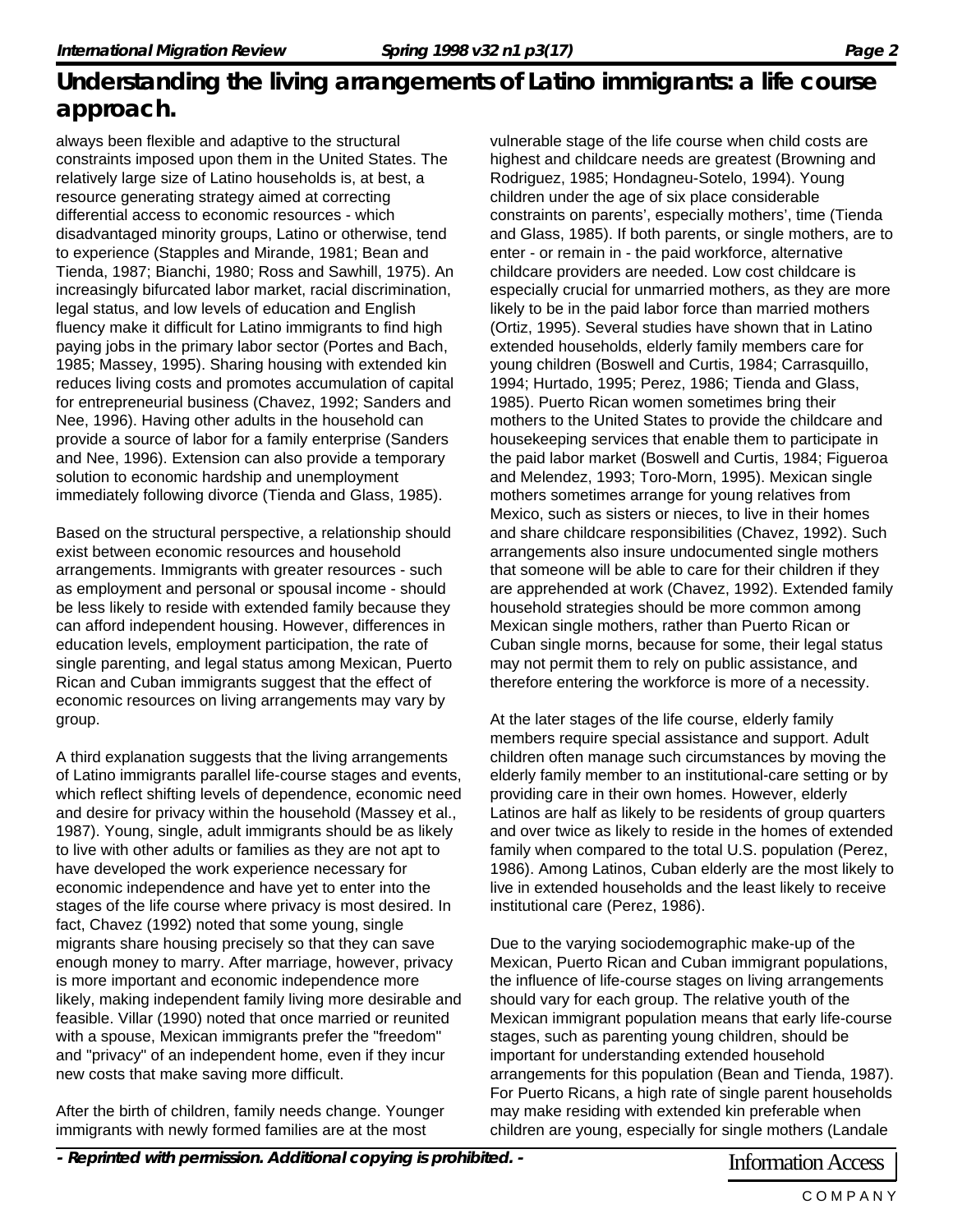always been flexible and adaptive to the structural constraints imposed upon them in the United States. The relatively large size of Latino households is, at best, a resource generating strategy aimed at correcting differential access to economic resources - which disadvantaged minority groups, Latino or otherwise, tend to experience (Stapples and Mirande, 1981; Bean and Tienda, 1987; Bianchi, 1980; Ross and Sawhill, 1975). An increasingly bifurcated labor market, racial discrimination, legal status, and low levels of education and English fluency make it difficult for Latino immigrants to find high paying jobs in the primary labor sector (Portes and Bach, 1985; Massey, 1995). Sharing housing with extended kin reduces living costs and promotes accumulation of capital for entrepreneurial business (Chavez, 1992; Sanders and Nee, 1996). Having other adults in the household can provide a source of labor for a family enterprise (Sanders and Nee, 1996). Extension can also provide a temporary solution to economic hardship and unemployment immediately following divorce (Tienda and Glass, 1985).

Based on the structural perspective, a relationship should exist between economic resources and household arrangements. Immigrants with greater resources - such as employment and personal or spousal income - should be less likely to reside with extended family because they can afford independent housing. However, differences in education levels, employment participation, the rate of single parenting, and legal status among Mexican, Puerto Rican and Cuban immigrants suggest that the effect of economic resources on living arrangements may vary by group.

A third explanation suggests that the living arrangements of Latino immigrants parallel life-course stages and events, which reflect shifting levels of dependence, economic need and desire for privacy within the household (Massey et al., 1987). Young, single, adult immigrants should be as likely to live with other adults or families as they are not apt to have developed the work experience necessary for economic independence and have yet to enter into the stages of the life course where privacy is most desired. In fact, Chavez (1992) noted that some young, single migrants share housing precisely so that they can save enough money to marry. After marriage, however, privacy is more important and economic independence more likely, making independent family living more desirable and feasible. Villar (1990) noted that once married or reunited with a spouse, Mexican immigrants prefer the "freedom" and "privacy" of an independent home, even if they incur new costs that make saving more difficult.

After the birth of children, family needs change. Younger immigrants with newly formed families are at the most vulnerable stage of the life course when child costs are highest and childcare needs are greatest (Browning and Rodriguez, 1985; Hondagneu-Sotelo, 1994). Young children under the age of six place considerable constraints on parents', especially mothers', time (Tienda and Glass, 1985). If both parents, or single mothers, are to enter - or remain in - the paid workforce, alternative childcare providers are needed. Low cost childcare is especially crucial for unmarried mothers, as they are more likely to be in the paid labor force than married mothers (Ortiz, 1995). Several studies have shown that in Latino extended households, elderly family members care for young children (Boswell and Curtis, 1984; Carrasquillo, 1994; Hurtado, 1995; Perez, 1986; Tienda and Glass, 1985). Puerto Rican women sometimes bring their mothers to the United States to provide the childcare and housekeeping services that enable them to participate in the paid labor market (Boswell and Curtis, 1984; Figueroa and Melendez, 1993; Toro-Morn, 1995). Mexican single mothers sometimes arrange for young relatives from Mexico, such as sisters or nieces, to live in their homes and share childcare responsibilities (Chavez, 1992). Such arrangements also insure undocumented single mothers that someone will be able to care for their children if they are apprehended at work (Chavez, 1992). Extended family household strategies should be more common among Mexican single mothers, rather than Puerto Rican or Cuban single morns, because for some, their legal status may not permit them to rely on public assistance, and therefore entering the workforce is more of a necessity.

At the later stages of the life course, elderly family members require special assistance and support. Adult children often manage such circumstances by moving the elderly family member to an institutional-care setting or by providing care in their own homes. However, elderly Latinos are half as likely to be residents of group quarters and over twice as likely to reside in the homes of extended family when compared to the total U.S. population (Perez, 1986). Among Latinos, Cuban elderly are the most likely to live in extended households and the least likely to receive institutional care (Perez, 1986).

Due to the varying sociodemographic make-up of the Mexican, Puerto Rican and Cuban immigrant populations, the influence of life-course stages on living arrangements should vary for each group. The relative youth of the Mexican immigrant population means that early life-course stages, such as parenting young children, should be important for understanding extended household arrangements for this population (Bean and Tienda, 1987). For Puerto Ricans, a high rate of single parent households may make residing with extended kin preferable when children are young, especially for single mothers (Landale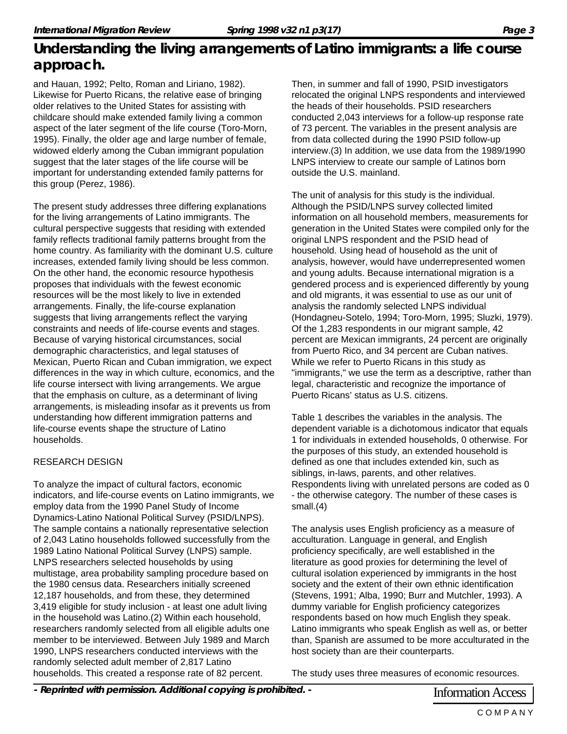and Hauan, 1992; Pelto, Roman and Liriano, 1982). Likewise for Puerto Ricans, the relative ease of bringing older relatives to the United States for assisting with childcare should make extended family living a common aspect of the later segment of the life course (Toro-Morn, 1995). Finally, the older age and large number of female, widowed elderly among the Cuban immigrant population suggest that the later stages of the life course will be important for understanding extended family patterns for this group (Perez, 1986).

The present study addresses three differing explanations for the living arrangements of Latino immigrants. The cultural perspective suggests that residing with extended family reflects traditional family patterns brought from the home country. As familiarity with the dominant U.S. culture increases, extended family living should be less common. On the other hand, the economic resource hypothesis proposes that individuals with the fewest economic resources will be the most likely to live in extended arrangements. Finally, the life-course explanation suggests that living arrangements reflect the varying constraints and needs of life-course events and stages. Because of varying historical circumstances, social demographic characteristics, and legal statuses of Mexican, Puerto Rican and Cuban immigration, we expect differences in the way in which culture, economics, and the life course intersect with living arrangements. We argue that the emphasis on culture, as a determinant of living arrangements, is misleading insofar as it prevents us from understanding how different immigration patterns and life-course events shape the structure of Latino households.

## RESEARCH DESIGN

To analyze the impact of cultural factors, economic indicators, and life-course events on Latino immigrants, we employ data from the 1990 Panel Study of Income Dynamics-Latino National Political Survey (PSID/LNPS). The sample contains a nationally representative selection of 2,043 Latino households followed successfully from the 1989 Latino National Political Survey (LNPS) sample. LNPS researchers selected households by using multistage, area probability sampling procedure based on the 1980 census data. Researchers initially screened 12,187 households, and from these, they determined 3,419 eligible for study inclusion - at least one adult living in the household was Latino.(2) Within each household, researchers randomly selected from all eligible adults one member to be interviewed. Between July 1989 and March 1990, LNPS researchers conducted interviews with the randomly selected adult member of 2,817 Latino households. This created a response rate of 82 percent.

Then, in summer and fall of 1990, PSID investigators relocated the original LNPS respondents and interviewed the heads of their households. PSID researchers conducted 2,043 interviews for a follow-up response rate of 73 percent. The variables in the present analysis are from data collected during the 1990 PSID follow-up interview.(3) In addition, we use data from the 1989/1990 LNPS interview to create our sample of Latinos born outside the U.S. mainland.

The unit of analysis for this study is the individual. Although the PSID/LNPS survey collected limited information on all household members, measurements for generation in the United States were compiled only for the original LNPS respondent and the PSID head of household. Using head of household as the unit of analysis, however, would have underrepresented women and young adults. Because international migration is a gendered process and is experienced differently by young and old migrants, it was essential to use as our unit of analysis the randomly selected LNPS individual (Hondagneu-Sotelo, 1994; Toro-Morn, 1995; Sluzki, 1979). Of the 1,283 respondents in our migrant sample, 42 percent are Mexican immigrants, 24 percent are originally from Puerto Rico, and 34 percent are Cuban natives. While we refer to Puerto Ricans in this study as "immigrants," we use the term as a descriptive, rather than legal, characteristic and recognize the importance of Puerto Ricans' status as U.S. citizens.

Table 1 describes the variables in the analysis. The dependent variable is a dichotomous indicator that equals 1 for individuals in extended households, 0 otherwise. For the purposes of this study, an extended household is defined as one that includes extended kin, such as siblings, in-laws, parents, and other relatives. Respondents living with unrelated persons are coded as 0 - the otherwise category. The number of these cases is small.(4)

The analysis uses English proficiency as a measure of acculturation. Language in general, and English proficiency specifically, are well established in the literature as good proxies for determining the level of cultural isolation experienced by immigrants in the host society and the extent of their own ethnic identification (Stevens, 1991; Alba, 1990; Burr and Mutchler, 1993). A dummy variable for English proficiency categorizes respondents based on how much English they speak. Latino immigrants who speak English as well as, or better than, Spanish are assumed to be more acculturated in the host society than are their counterparts.

The study uses three measures of economic resources.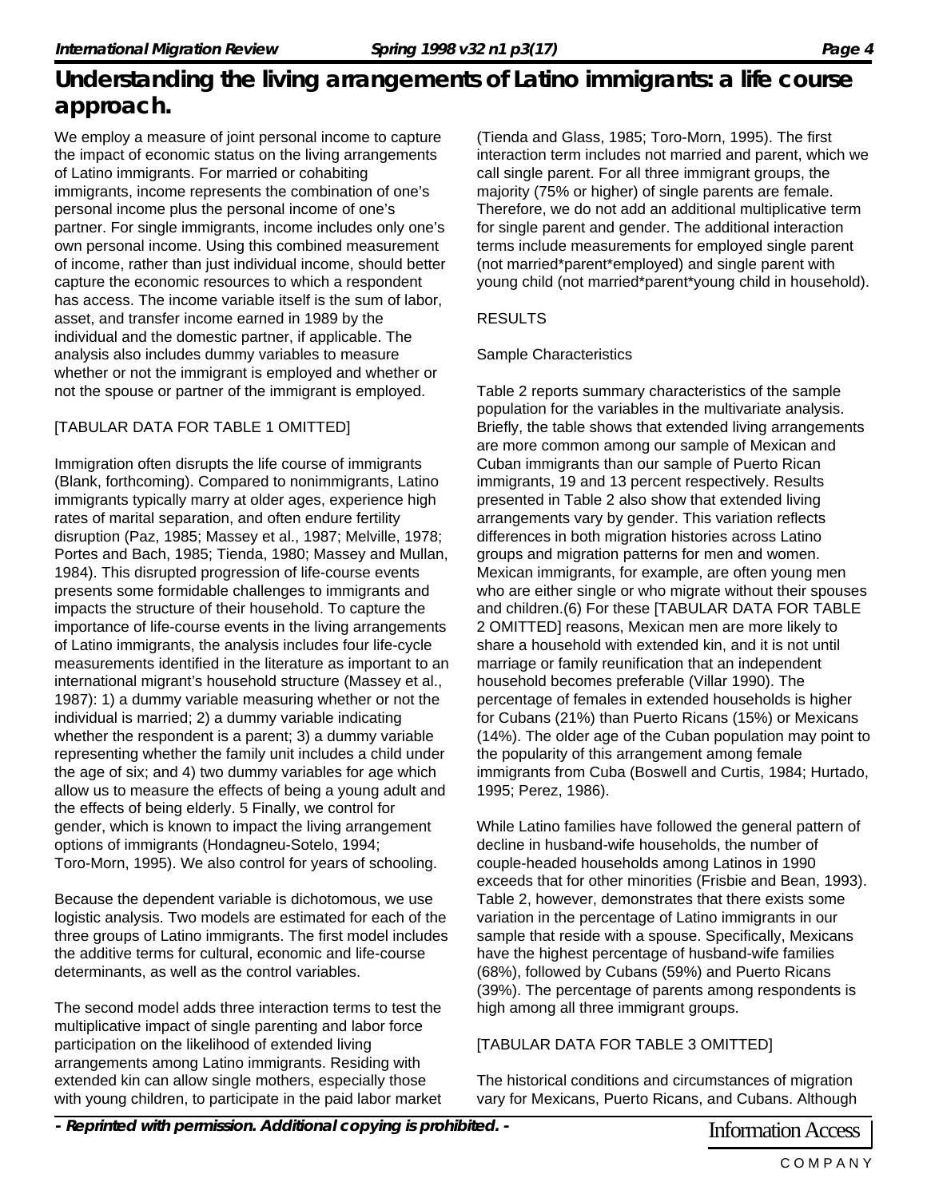# Understanding the living arrangements of Latino immigrants: a life course approach.

We employ a measure of joint personal income to capture the impact of economic status on the living arrangements of Latino immigrants. For married or cohabiting immigrants, income represents the combination of one's personal income plus the personal income of one's partner. For single immigrants, income includes only one's own personal income. Using this combined measurement of income, rather than just individual income, should better capture the economic resources to which a respondent has access. The income variable itself is the sum of labor, asset, and transfer income earned in 1989 by the individual and the domestic partner, if applicable. The analysis also includes dummy variables to measure whether or not the immigrant is employed and whether or not the spouse or partner of the immigrant is employed.

[TABULAR DATA FOR TABLE 1 OMITTED]

Immigration often disrupts the life course of immigrants (Blank, forthcoming). Compared to nonimmigrants, Latino immigrants typically marry at older ages, experience high rates of marital separation, and often endure fertility disruption (Paz, 1985; Massey et al., 1987; Melville, 1978; Portes and Bach, 1985; Tienda, 1980; Massey and Mullan, 1984). This disrupted progression of life-course events presents some formidable challenges to immigrants and impacts the structure of their household. To capture the importance of life-course events in the living arrangements of Latino immigrants, the analysis includes four life-cycle measurements identified in the literature as important to an international migrant's household structure (Massey et al., 1987): 1) a dummy variable measuring whether or not the individual is married; 2) a dummy variable indicating whether the respondent is a parent; 3) a dummy variable representing whether the family unit includes a child under the age of six; and 4) two dummy variables for age which allow us to measure the effects of being a young adult and the effects of being elderly. 5 Finally, we control for gender, which is known to impact the living arrangement options of immigrants (Hondagneu-Sotelo, 1994; Toro-Morn, 1995). We also control for years of schooling.

Because the dependent variable is dichotomous, we use logistic analysis. Two models are estimated for each of the three groups of Latino immigrants. The first model includes the additive terms for cultural, economic and life-course determinants, as well as the control variables.

The second model adds three interaction terms to test the multiplicative impact of single parenting and labor force participation on the likelihood of extended living arrangements among Latino immigrants. Residing with extended kin can allow single mothers, especially those with young children, to participate in the paid labor market (Tienda and Glass, 1985; Toro-Morn, 1995). The first interaction term includes not married and parent, which we call single parent. For all three immigrant groups, the majority (75% or higher) of single parents are female. Therefore, we do not add an additional multiplicative term for single parent and gender. The additional interaction terms include measurements for employed single parent (not married*parent*employed) and single parent with young child (not married*parent*young child in household).

RESULTS

Sample Characteristics

Table 2 reports summary characteristics of the sample population for the variables in the multivariate analysis. Briefly, the table shows that extended living arrangements are more common among our sample of Mexican and Cuban immigrants than our sample of Puerto Rican immigrants, 19 and 13 percent respectively. Results presented in Table 2 also show that extended living arrangements vary by gender. This variation reflects differences in both migration histories across Latino groups and migration patterns for men and women. Mexican immigrants, for example, are often young men who are either single or who migrate without their spouses and children.(6) For these [TABULAR DATA FOR TABLE 2 OMITTED] reasons, Mexican men are more likely to share a household with extended kin, and it is not until marriage or family reunification that an independent household becomes preferable (Villar 1990). The percentage of females in extended households is higher for Cubans (21%) than Puerto Ricans (15%) or Mexicans (14%). The older age of the Cuban population may point to the popularity of this arrangement among female immigrants from Cuba (Boswell and Curtis, 1984; Hurtado, 1995; Perez, 1986).

While Latino families have followed the general pattern of decline in husband-wife households, the number of couple-headed households among Latinos in 1990 exceeds that for other minorities (Frisbie and Bean, 1993). Table 2, however, demonstrates that there exists some variation in the percentage of Latino immigrants in our sample that reside with a spouse. Specifically, Mexicans have the highest percentage of husband-wife families (68%), followed by Cubans (59%) and Puerto Ricans (39%). The percentage of parents among respondents is high among all three immigrant groups.

[TABULAR DATA FOR TABLE 3 OMITTED]

The historical conditions and circumstances of migration vary for Mexicans, Puerto Ricans, and Cubans. Although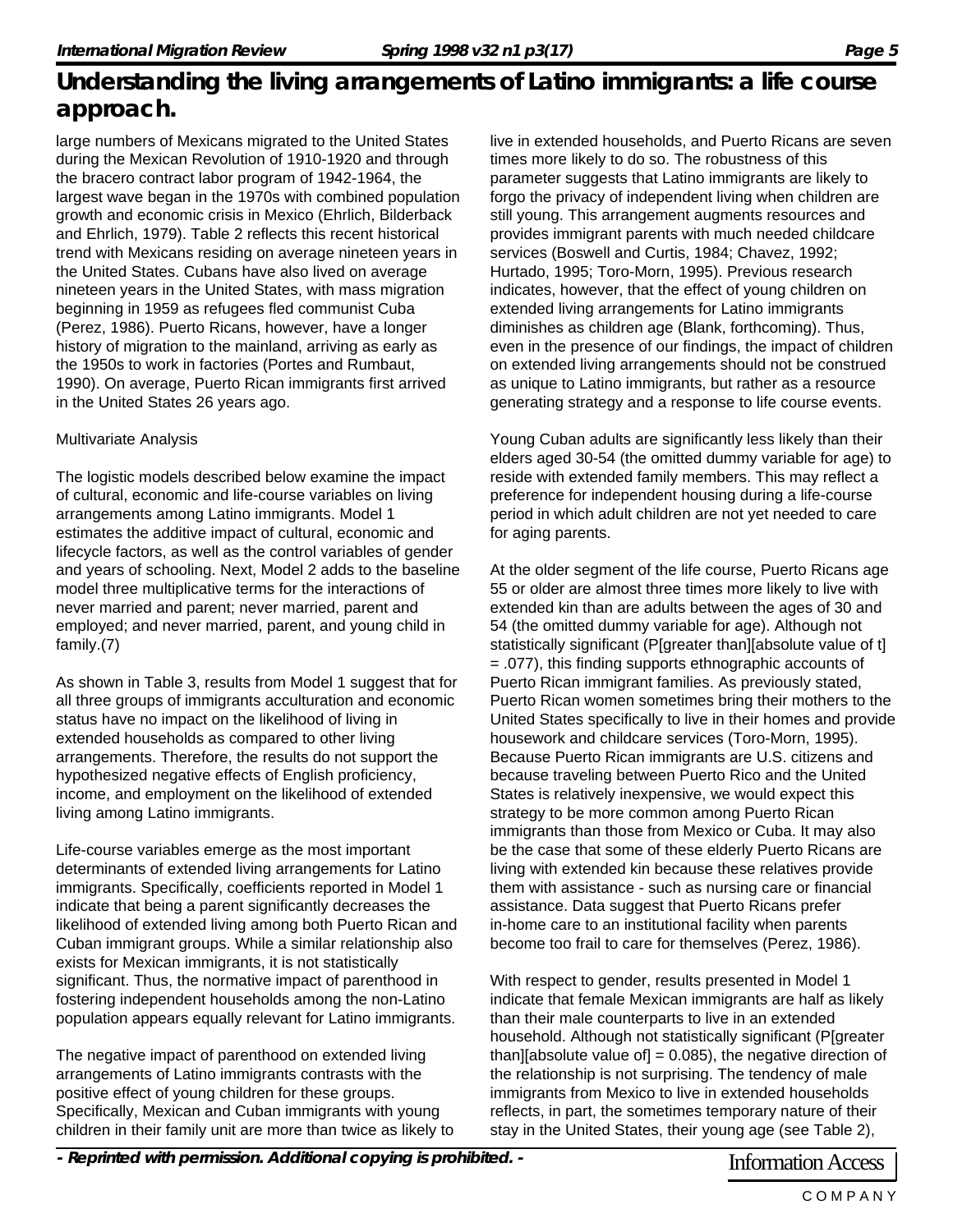large numbers of Mexicans migrated to the United States during the Mexican Revolution of 1910-1920 and through the bracero contract labor program of 1942-1964, the largest wave began in the 1970s with combined population growth and economic crisis in Mexico (Ehrlich, Bilderback and Ehrlich, 1979). Table 2 reflects this recent historical trend with Mexicans residing on average nineteen years in the United States. Cubans have also lived on average nineteen years in the United States, with mass migration beginning in 1959 as refugees fled communist Cuba (Perez, 1986). Puerto Ricans, however, have a longer history of migration to the mainland, arriving as early as the 1950s to work in factories (Portes and Rumbaut, 1990). On average, Puerto Rican immigrants first arrived in the United States 26 years ago.

Multivariate Analysis

The logistic models described below examine the impact of cultural, economic and life-course variables on living arrangements among Latino immigrants. Model 1 estimates the additive impact of cultural, economic and lifecycle factors, as well as the control variables of gender and years of schooling. Next, Model 2 adds to the baseline model three multiplicative terms for the interactions of never married and parent; never married, parent and employed; and never married, parent, and young child in family.(7)

As shown in Table 3, results from Model 1 suggest that for all three groups of immigrants acculturation and economic status have no impact on the likelihood of living in extended households as compared to other living arrangements. Therefore, the results do not support the hypothesized negative effects of English proficiency, income, and employment on the likelihood of extended living among Latino immigrants.

Life-course variables emerge as the most important determinants of extended living arrangements for Latino immigrants. Specifically, coefficients reported in Model 1 indicate that being a parent significantly decreases the likelihood of extended living among both Puerto Rican and Cuban immigrant groups. While a similar relationship also exists for Mexican immigrants, it is not statistically significant. Thus, the normative impact of parenthood in fostering independent households among the non-Latino population appears equally relevant for Latino immigrants.

The negative impact of parenthood on extended living arrangements of Latino immigrants contrasts with the positive effect of young children for these groups. Specifically, Mexican and Cuban immigrants with young children in their family unit are more than twice as likely to live in extended households, and Puerto Ricans are seven times more likely to do so. The robustness of this parameter suggests that Latino immigrants are likely to forgo the privacy of independent living when children are still young. This arrangement augments resources and provides immigrant parents with much needed childcare services (Boswell and Curtis, 1984; Chavez, 1992; Hurtado, 1995; Toro-Morn, 1995). Previous research indicates, however, that the effect of young children on extended living arrangements for Latino immigrants diminishes as children age (Blank, forthcoming). Thus, even in the presence of our findings, the impact of children on extended living arrangements should not be construed as unique to Latino immigrants, but rather as a resource generating strategy and a response to life course events.

Young Cuban adults are significantly less likely than their elders aged 30-54 (the omitted dummy variable for age) to reside with extended family members. This may reflect a preference for independent housing during a life-course period in which adult children are not yet needed to care for aging parents.

At the older segment of the life course, Puerto Ricans age 55 or older are almost three times more likely to live with extended kin than are adults between the ages of 30 and 54 (the omitted dummy variable for age). Although not statistically significant (P[greater than][absolute value of t] = .077), this finding supports ethnographic accounts of Puerto Rican immigrant families. As previously stated, Puerto Rican women sometimes bring their mothers to the United States specifically to live in their homes and provide housework and childcare services (Toro-Morn, 1995). Because Puerto Rican immigrants are U.S. citizens and because traveling between Puerto Rico and the United States is relatively inexpensive, we would expect this strategy to be more common among Puerto Rican immigrants than those from Mexico or Cuba. It may also be the case that some of these elderly Puerto Ricans are living with extended kin because these relatives provide them with assistance - such as nursing care or financial assistance. Data suggest that Puerto Ricans prefer in-home care to an institutional facility when parents become too frail to care for themselves (Perez, 1986).

With respect to gender, results presented in Model 1 indicate that female Mexican immigrants are half as likely than their male counterparts to live in an extended household. Although not statistically significant (P[greater than][absolute value of] = 0.085), the negative direction of the relationship is not surprising. The tendency of male immigrants from Mexico to live in extended households reflects, in part, the sometimes temporary nature of their stay in the United States, their young age (see Table 2),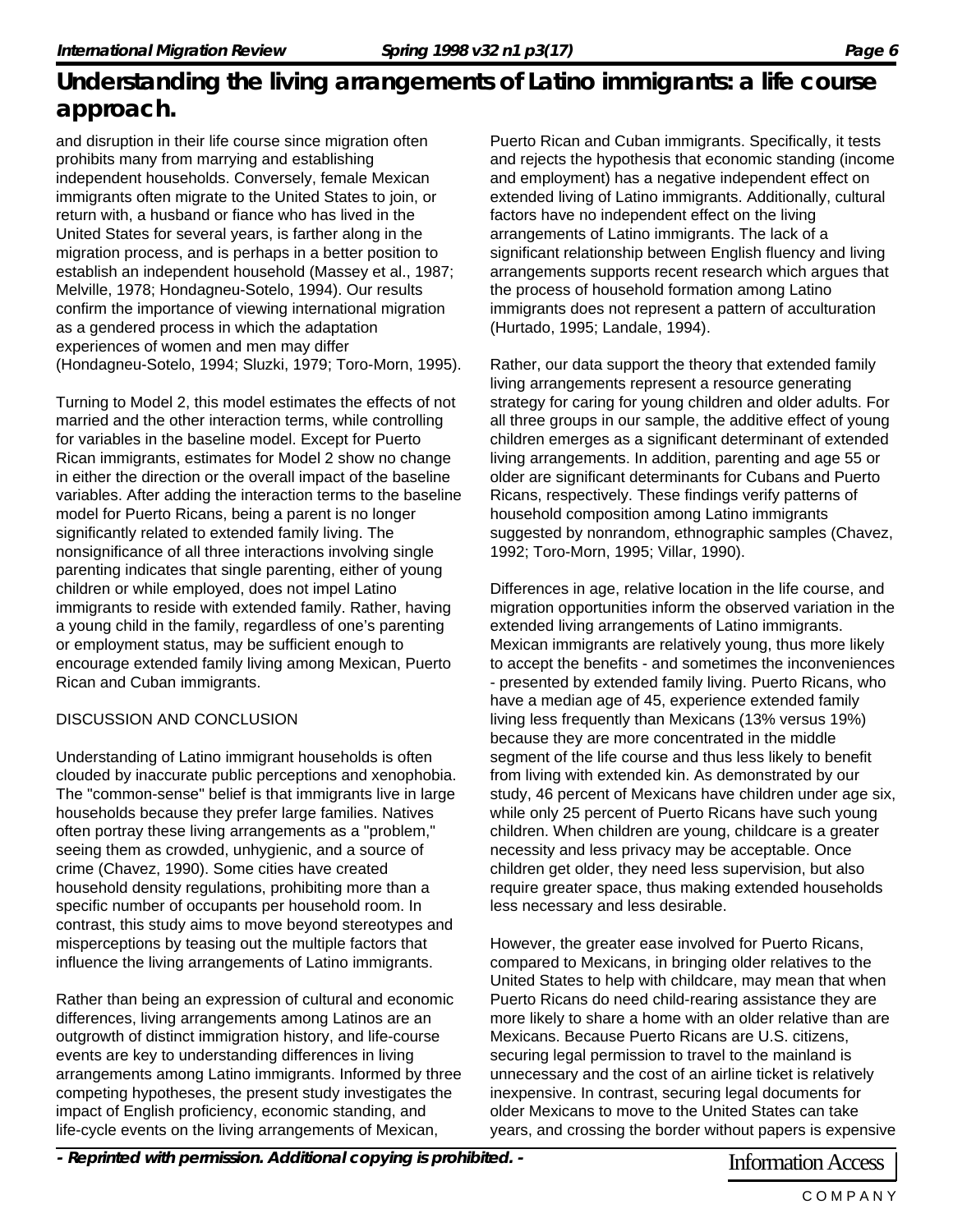and disruption in their life course since migration often prohibits many from marrying and establishing independent households. Conversely, female Mexican immigrants often migrate to the United States to join, or return with, a husband or fiance who has lived in the United States for several years, is farther along in the migration process, and is perhaps in a better position to establish an independent household (Massey et al., 1987; Melville, 1978; Hondagneu-Sotelo, 1994). Our results confirm the importance of viewing international migration as a gendered process in which the adaptation experiences of women and men may differ (Hondagneu-Sotelo, 1994; Sluzki, 1979; Toro-Morn, 1995).

Turning to Model 2, this model estimates the effects of not married and the other interaction terms, while controlling for variables in the baseline model. Except for Puerto Rican immigrants, estimates for Model 2 show no change in either the direction or the overall impact of the baseline variables. After adding the interaction terms to the baseline model for Puerto Ricans, being a parent is no longer significantly related to extended family living. The nonsignificance of all three interactions involving single parenting indicates that single parenting, either of young children or while employed, does not impel Latino immigrants to reside with extended family. Rather, having a young child in the family, regardless of one's parenting or employment status, may be sufficient enough to encourage extended family living among Mexican, Puerto Rican and Cuban immigrants.

## DISCUSSION AND CONCLUSION

Understanding of Latino immigrant households is often clouded by inaccurate public perceptions and xenophobia. The "common-sense" belief is that immigrants live in large households because they prefer large families. Natives often portray these living arrangements as a "problem," seeing them as crowded, unhygienic, and a source of crime (Chavez, 1990). Some cities have created household density regulations, prohibiting more than a specific number of occupants per household room. In contrast, this study aims to move beyond stereotypes and misperceptions by teasing out the multiple factors that influence the living arrangements of Latino immigrants.

Rather than being an expression of cultural and economic differences, living arrangements among Latinos are an outgrowth of distinct immigration history, and life-course events are key to understanding differences in living arrangements among Latino immigrants. Informed by three competing hypotheses, the present study investigates the impact of English proficiency, economic standing, and life-cycle events on the living arrangements of Mexican, Puerto Rican and Cuban immigrants. Specifically, it tests and rejects the hypothesis that economic standing (income and employment) has a negative independent effect on extended living of Latino immigrants. Additionally, cultural factors have no independent effect on the living arrangements of Latino immigrants. The lack of a significant relationship between English fluency and living arrangements supports recent research which argues that the process of household formation among Latino immigrants does not represent a pattern of acculturation (Hurtado, 1995; Landale, 1994).

Rather, our data support the theory that extended family living arrangements represent a resource generating strategy for caring for young children and older adults. For all three groups in our sample, the additive effect of young children emerges as a significant determinant of extended living arrangements. In addition, parenting and age 55 or older are significant determinants for Cubans and Puerto Ricans, respectively. These findings verify patterns of household composition among Latino immigrants suggested by nonrandom, ethnographic samples (Chavez, 1992; Toro-Morn, 1995; Villar, 1990).

Differences in age, relative location in the life course, and migration opportunities inform the observed variation in the extended living arrangements of Latino immigrants. Mexican immigrants are relatively young, thus more likely to accept the benefits - and sometimes the inconveniences - presented by extended family living. Puerto Ricans, who have a median age of 45, experience extended family living less frequently than Mexicans (13% versus 19%) because they are more concentrated in the middle segment of the life course and thus less likely to benefit from living with extended kin. As demonstrated by our study, 46 percent of Mexicans have children under age six, while only 25 percent of Puerto Ricans have such young children. When children are young, childcare is a greater necessity and less privacy may be acceptable. Once children get older, they need less supervision, but also require greater space, thus making extended households less necessary and less desirable.

However, the greater ease involved for Puerto Ricans, compared to Mexicans, in bringing older relatives to the United States to help with childcare, may mean that when Puerto Ricans do need child-rearing assistance they are more likely to share a home with an older relative than are Mexicans. Because Puerto Ricans are U.S. citizens, securing legal permission to travel to the mainland is unnecessary and the cost of an airline ticket is relatively inexpensive. In contrast, securing legal documents for older Mexicans to move to the United States can take years, and crossing the border without papers is expensive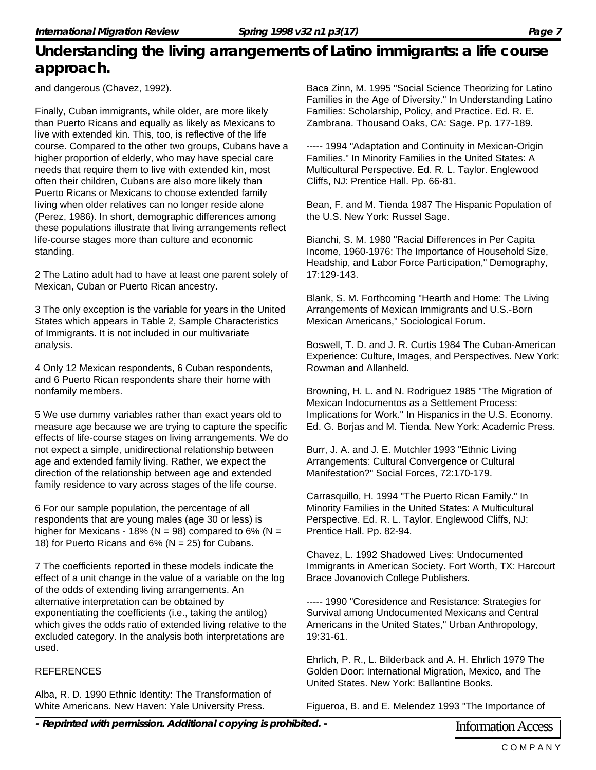and dangerous (Chavez, 1992).

Finally, Cuban immigrants, while older, are more likely than Puerto Ricans and equally as likely as Mexicans to live with extended kin. This, too, is reflective of the life course. Compared to the other two groups, Cubans have a higher proportion of elderly, who may have special care needs that require them to live with extended kin, most often their children, Cubans are also more likely than Puerto Ricans or Mexicans to choose extended family living when older relatives can no longer reside alone (Perez, 1986). In short, demographic differences among these populations illustrate that living arrangements reflect life-course stages more than culture and economic standing.

2 The Latino adult had to have at least one parent solely of Mexican, Cuban or Puerto Rican ancestry.

3 The only exception is the variable for years in the United States which appears in Table 2, Sample Characteristics of Immigrants. It is not included in our multivariate analysis.

4 Only 12 Mexican respondents, 6 Cuban respondents, and 6 Puerto Rican respondents share their home with nonfamily members.

5 We use dummy variables rather than exact years old to measure age because we are trying to capture the specific effects of life-course stages on living arrangements. We do not expect a simple, unidirectional relationship between age and extended family living. Rather, we expect the direction of the relationship between age and extended family residence to vary across stages of the life course.

6 For our sample population, the percentage of all respondents that are young males (age 30 or less) is higher for Mexicans - 18% (N = 98) compared to 6% (N = 18) for Puerto Ricans and 6% (N = 25) for Cubans.

7 The coefficients reported in these models indicate the effect of a unit change in the value of a variable on the log of the odds of extending living arrangements. An alternative interpretation can be obtained by exponentiating the coefficients (i.e., taking the antilog) which gives the odds ratio of extended living relative to the excluded category. In the analysis both interpretations are used.

REFERENCES

Alba, R. D. 1990 Ethnic Identity: The Transformation of White Americans. New Haven: Yale University Press.

Baca Zinn, M. 1995 "Social Science Theorizing for Latino Families in the Age of Diversity." In Understanding Latino Families: Scholarship, Policy, and Practice. Ed. R. E. Zambrana. Thousand Oaks, CA: Sage. Pp. 177-189.

----- 1994 "Adaptation and Continuity in Mexican-Origin Families." In Minority Families in the United States: A Multicultural Perspective. Ed. R. L. Taylor. Englewood Cliffs, NJ: Prentice Hall. Pp. 66-81.

Bean, F. and M. Tienda 1987 The Hispanic Population of the U.S. New York: Russel Sage.

Bianchi, S. M. 1980 "Racial Differences in Per Capita Income, 1960-1976: The Importance of Household Size, Headship, and Labor Force Participation," Demography, 17:129-143.

Blank, S. M. Forthcoming "Hearth and Home: The Living Arrangements of Mexican Immigrants and U.S.-Born Mexican Americans," Sociological Forum.

Boswell, T. D. and J. R. Curtis 1984 The Cuban-American Experience: Culture, Images, and Perspectives. New York: Rowman and Allanheld.

Browning, H. L. and N. Rodriguez 1985 "The Migration of Mexican Indocumentos as a Settlement Process: Implications for Work." In Hispanics in the U.S. Economy. Ed. G. Borjas and M. Tienda. New York: Academic Press.

Burr, J. A. and J. E. Mutchler 1993 "Ethnic Living Arrangements: Cultural Convergence or Cultural Manifestation?" Social Forces, 72:170-179.

Carrasquillo, H. 1994 "The Puerto Rican Family." In Minority Families in the United States: A Multicultural Perspective. Ed. R. L. Taylor. Englewood Cliffs, NJ: Prentice Hall. Pp. 82-94.

Chavez, L. 1992 Shadowed Lives: Undocumented Immigrants in American Society. Fort Worth, TX: Harcourt Brace Jovanovich College Publishers.

----- 1990 "Coresidence and Resistance: Strategies for Survival among Undocumented Mexicans and Central Americans in the United States," Urban Anthropology, 19:31-61.

Ehrlich, P. R., L. Bilderback and A. H. Ehrlich 1979 The Golden Door: International Migration, Mexico, and The United States. New York: Ballantine Books.

Figueroa, B. and E. Melendez 1993 "The Importance of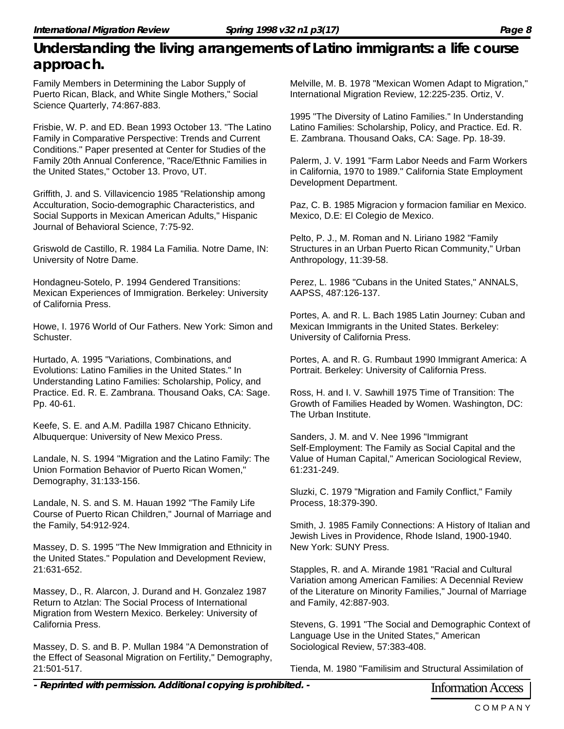Family Members in Determining the Labor Supply of Puerto Rican, Black, and White Single Mothers," Social Science Quarterly, 74:867-883.

Frisbie, W. P. and ED. Bean 1993 October 13. "The Latino Family in Comparative Perspective: Trends and Current Conditions." Paper presented at Center for Studies of the Family 20th Annual Conference, "Race/Ethnic Families in the United States," October 13. Provo, UT.

Griffith, J. and S. Villavicencio 1985 "Relationship among Acculturation, Socio-demographic Characteristics, and Social Supports in Mexican American Adults," Hispanic Journal of Behavioral Science, 7:75-92.

Griswold de Castillo, R. 1984 La Familia. Notre Dame, IN: University of Notre Dame.

Hondagneu-Sotelo, P. 1994 Gendered Transitions: Mexican Experiences of Immigration. Berkeley: University of California Press.

Howe, I. 1976 World of Our Fathers. New York: Simon and Schuster.

Hurtado, A. 1995 "Variations, Combinations, and Evolutions: Latino Families in the United States." In Understanding Latino Families: Scholarship, Policy, and Practice. Ed. R. E. Zambrana. Thousand Oaks, CA: Sage. Pp. 40-61.

Keefe, S. E. and A.M. Padilla 1987 Chicano Ethnicity. Albuquerque: University of New Mexico Press.

Landale, N. S. 1994 "Migration and the Latino Family: The Union Formation Behavior of Puerto Rican Women," Demography, 31:133-156.

Landale, N. S. and S. M. Hauan 1992 "The Family Life Course of Puerto Rican Children," Journal of Marriage and the Family, 54:912-924.

Massey, D. S. 1995 "The New Immigration and Ethnicity in the United States." Population and Development Review, 21:631-652.

Massey, D., R. Alarcon, J. Durand and H. Gonzalez 1987 Return to Atzlan: The Social Process of International Migration from Western Mexico. Berkeley: University of California Press.

Massey, D. S. and B. P. Mullan 1984 "A Demonstration of the Effect of Seasonal Migration on Fertility," Demography, 21:501-517.

Melville, M. B. 1978 "Mexican Women Adapt to Migration," International Migration Review, 12:225-235. Ortiz, V.

1995 "The Diversity of Latino Families." In Understanding Latino Families: Scholarship, Policy, and Practice. Ed. R. E. Zambrana. Thousand Oaks, CA: Sage. Pp. 18-39.

Palerm, J. V. 1991 "Farm Labor Needs and Farm Workers in California, 1970 to 1989." California State Employment Development Department.

Paz, C. B. 1985 Migracion y formacion familiar en Mexico. Mexico, D.E: El Colegio de Mexico.

Pelto, P. J., M. Roman and N. Liriano 1982 "Family Structures in an Urban Puerto Rican Community," Urban Anthropology, 11:39-58.

Perez, L. 1986 "Cubans in the United States," ANNALS, AAPSS, 487:126-137.

Portes, A. and R. L. Bach 1985 Latin Journey: Cuban and Mexican Immigrants in the United States. Berkeley: University of California Press.

Portes, A. and R. G. Rumbaut 1990 Immigrant America: A Portrait. Berkeley: University of California Press.

Ross, H. and I. V. Sawhill 1975 Time of Transition: The Growth of Families Headed by Women. Washington, DC: The Urban Institute.

Sanders, J. M. and V. Nee 1996 "Immigrant Self-Employment: The Family as Social Capital and the Value of Human Capital," American Sociological Review, 61:231-249.

Sluzki, C. 1979 "Migration and Family Conflict," Family Process, 18:379-390.

Smith, J. 1985 Family Connections: A History of Italian and Jewish Lives in Providence, Rhode Island, 1900-1940. New York: SUNY Press.

Stapples, R. and A. Mirande 1981 "Racial and Cultural Variation among American Families: A Decennial Review of the Literature on Minority Families," Journal of Marriage and Family, 42:887-903.

Stevens, G. 1991 "The Social and Demographic Context of Language Use in the United States," American Sociological Review, 57:383-408.

Tienda, M. 1980 "Familisim and Structural Assimilation of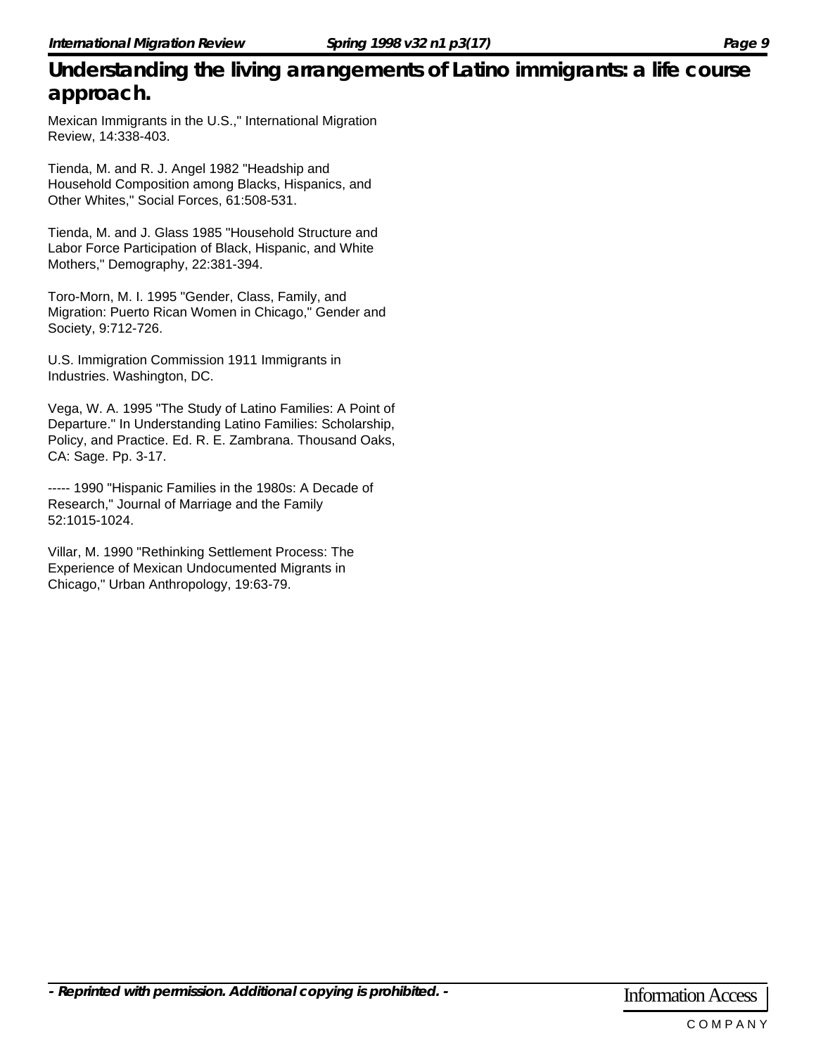Mexican Immigrants in the U.S.," International Migration Review, 14:338-403.

Tienda, M. and R. J. Angel 1982 "Headship and Household Composition among Blacks, Hispanics, and Other Whites," Social Forces, 61:508-531.

Tienda, M. and J. Glass 1985 "Household Structure and Labor Force Participation of Black, Hispanic, and White Mothers," Demography, 22:381-394.

Toro-Morn, M. I. 1995 "Gender, Class, Family, and Migration: Puerto Rican Women in Chicago," Gender and Society, 9:712-726.

U.S. Immigration Commission 1911 Immigrants in Industries. Washington, DC.

Vega, W. A. 1995 "The Study of Latino Families: A Point of Departure." In Understanding Latino Families: Scholarship, Policy, and Practice. Ed. R. E. Zambrana. Thousand Oaks, CA: Sage. Pp. 3-17.

----- 1990 "Hispanic Families in the 1980s: A Decade of Research," Journal of Marriage and the Family 52:1015-1024.

Villar, M. 1990 "Rethinking Settlement Process: The Experience of Mexican Undocumented Migrants in Chicago," Urban Anthropology, 19:63-79.